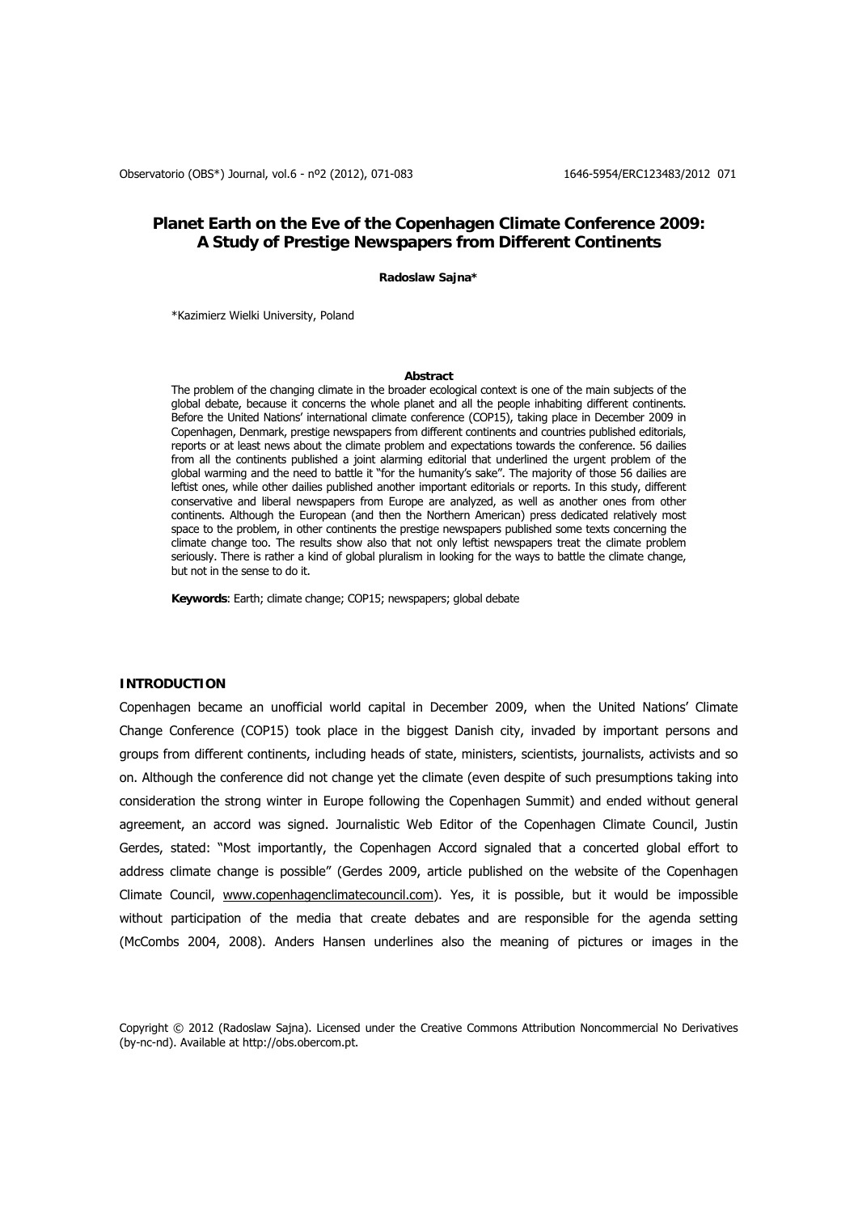# Planet Earth on the Eve of the Copenhagen Climate Conference 2009: A Study of Prestige Newspapers from Different Continents

**Radoslaw Sajna***

*Kazimierz Wielki University, Poland

**Abstract**

The problem of the changing climate in the broader ecological context is one of the main subjects of the global debate, because it concerns the whole planet and all the people inhabiting different continents. Before the United Nations' international climate conference (COP15), taking place in December 2009 in Copenhagen, Denmark, prestige newspapers from different continents and countries published editorials, reports or at least news about the climate problem and expectations towards the conference. 56 dailies from all the continents published a joint alarming editorial that underlined the urgent problem of the global warming and the need to battle it "for the humanity's sake". The majority of those 56 dailies are leftist ones, while other dailies published another important editorials or reports. In this study, different conservative and liberal newspapers from Europe are analyzed, as well as another ones from other continents. Although the European (and then the Northern American) press dedicated relatively most space to the problem, in other continents the prestige newspapers published some texts concerning the climate change too. The results show also that not only leftist newspapers treat the climate problem seriously. There is rather a kind of global pluralism in looking for the ways to battle the climate change, but not in the sense to do it.

**Keywords**: Earth; climate change; COP15; newspapers; global debate

## INTRODUCTION

Copenhagen became an unofficial world capital in December 2009, when the United Nations' Climate Change Conference (COP15) took place in the biggest Danish city, invaded by important persons and groups from different continents, including heads of state, ministers, scientists, journalists, activists and so on. Although the conference did not change yet the climate (even despite of such presumptions taking into consideration the strong winter in Europe following the Copenhagen Summit) and ended without general agreement, an accord was signed. Journalistic Web Editor of the Copenhagen Climate Council, Justin Gerdes, stated: "Most importantly, the Copenhagen Accord signaled that a concerted global effort to address climate change is possible" (Gerdes 2009, article published on the website of the Copenhagen Climate Council, www.copenhagenclimatecouncil.com). Yes, it is possible, but it would be impossible without participation of the media that create debates and are responsible for the agenda setting (McCombs 2004, 2008). Anders Hansen underlines also the meaning of pictures or images in the

Copyright © 2012 (Radoslaw Sajna). Licensed under the Creative Commons Attribution Noncommercial No Derivatives (by-nc-nd). Available at http://obs.obercom.pt.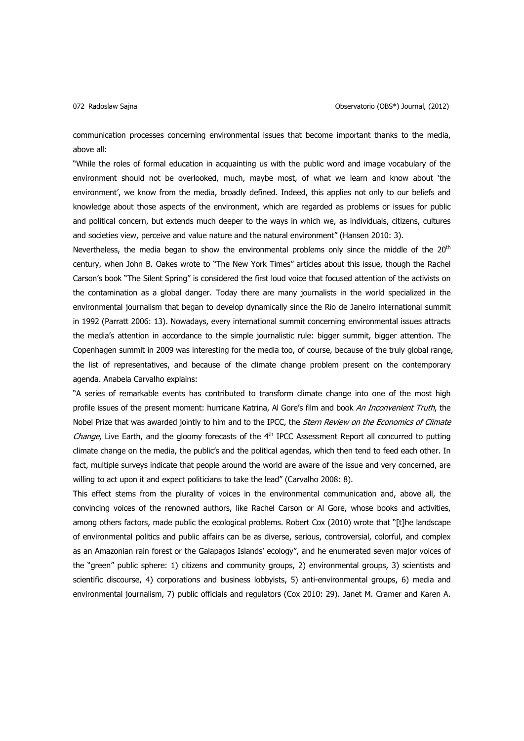communication processes concerning environmental issues that become important thanks to the media, above all:

"While the roles of formal education in acquainting us with the public word and image vocabulary of the environment should not be overlooked, much, maybe most, of what we learn and know about 'the environment', we know from the media, broadly defined. Indeed, this applies not only to our beliefs and knowledge about those aspects of the environment, which are regarded as problems or issues for public and political concern, but extends much deeper to the ways in which we, as individuals, citizens, cultures and societies view, perceive and value nature and the natural environment" (Hansen 2010: 3).

Nevertheless, the media began to show the environmental problems only since the middle of the 20th century, when John B. Oakes wrote to "The New York Times" articles about this issue, though the Rachel Carson's book "The Silent Spring" is considered the first loud voice that focused attention of the activists on the contamination as a global danger. Today there are many journalists in the world specialized in the environmental journalism that began to develop dynamically since the Rio de Janeiro international summit in 1992 (Parratt 2006: 13). Nowadays, every international summit concerning environmental issues attracts the media's attention in accordance to the simple journalistic rule: bigger summit, bigger attention. The Copenhagen summit in 2009 was interesting for the media too, of course, because of the truly global range, the list of representatives, and because of the climate change problem present on the contemporary agenda. Anabela Carvalho explains:

"A series of remarkable events has contributed to transform climate change into one of the most high profile issues of the present moment: hurricane Katrina, Al Gore's film and book *An Inconvenient Truth*, the Nobel Prize that was awarded jointly to him and to the IPCC, the *Stern Review on the Economics of Climate Change*, Live Earth, and the gloomy forecasts of the 4th IPCC Assessment Report all concurred to putting climate change on the media, the public's and the political agendas, which then tend to feed each other. In fact, multiple surveys indicate that people around the world are aware of the issue and very concerned, are willing to act upon it and expect politicians to take the lead" (Carvalho 2008: 8).

This effect stems from the plurality of voices in the environmental communication and, above all, the convincing voices of the renowned authors, like Rachel Carson or Al Gore, whose books and activities, among others factors, made public the ecological problems. Robert Cox (2010) wrote that "[t]he landscape of environmental politics and public affairs can be as diverse, serious, controversial, colorful, and complex as an Amazonian rain forest or the Galapagos Islands' ecology", and he enumerated seven major voices of the "green" public sphere: 1) citizens and community groups, 2) environmental groups, 3) scientists and scientific discourse, 4) corporations and business lobbyists, 5) anti-environmental groups, 6) media and environmental journalism, 7) public officials and regulators (Cox 2010: 29). Janet M. Cramer and Karen A.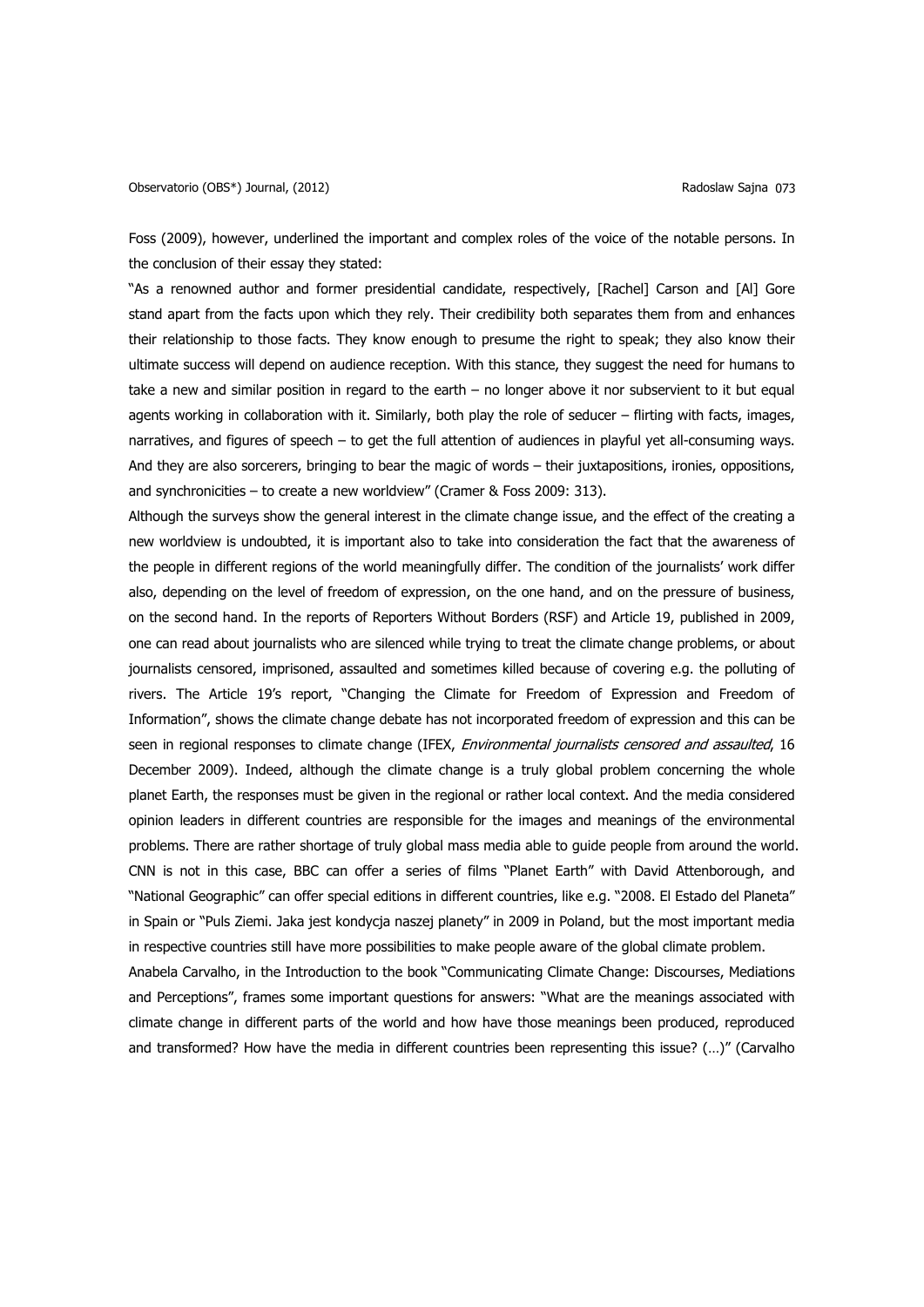Foss (2009), however, underlined the important and complex roles of the voice of the notable persons. In the conclusion of their essay they stated:

"As a renowned author and former presidential candidate, respectively, [Rachel] Carson and [Al] Gore stand apart from the facts upon which they rely. Their credibility both separates them from and enhances their relationship to those facts. They know enough to presume the right to speak; they also know their ultimate success will depend on audience reception. With this stance, they suggest the need for humans to take a new and similar position in regard to the earth – no longer above it nor subservient to it but equal agents working in collaboration with it. Similarly, both play the role of seducer – flirting with facts, images, narratives, and figures of speech – to get the full attention of audiences in playful yet all-consuming ways. And they are also sorcerers, bringing to bear the magic of words – their juxtapositions, ironies, oppositions, and synchronicities – to create a new worldview" (Cramer & Foss 2009: 313).

Although the surveys show the general interest in the climate change issue, and the effect of the creating a new worldview is undoubted, it is important also to take into consideration the fact that the awareness of the people in different regions of the world meaningfully differ. The condition of the journalists' work differ also, depending on the level of freedom of expression, on the one hand, and on the pressure of business, on the second hand. In the reports of Reporters Without Borders (RSF) and Article 19, published in 2009, one can read about journalists who are silenced while trying to treat the climate change problems, or about journalists censored, imprisoned, assaulted and sometimes killed because of covering e.g. the polluting of rivers. The Article 19's report, "Changing the Climate for Freedom of Expression and Freedom of Information", shows the climate change debate has not incorporated freedom of expression and this can be seen in regional responses to climate change (IFEX, *Environmental journalists censored and assaulted*, 16 December 2009). Indeed, although the climate change is a truly global problem concerning the whole planet Earth, the responses must be given in the regional or rather local context. And the media considered opinion leaders in different countries are responsible for the images and meanings of the environmental problems. There are rather shortage of truly global mass media able to guide people from around the world. CNN is not in this case, BBC can offer a series of films "Planet Earth" with David Attenborough, and "National Geographic" can offer special editions in different countries, like e.g. "2008. El Estado del Planeta" in Spain or "Puls Ziemi. Jaka jest kondycja naszej planety" in 2009 in Poland, but the most important media in respective countries still have more possibilities to make people aware of the global climate problem.

Anabela Carvalho, in the Introduction to the book "Communicating Climate Change: Discourses, Mediations and Perceptions", frames some important questions for answers: "What are the meanings associated with climate change in different parts of the world and how have those meanings been produced, reproduced and transformed? How have the media in different countries been representing this issue? (…)" (Carvalho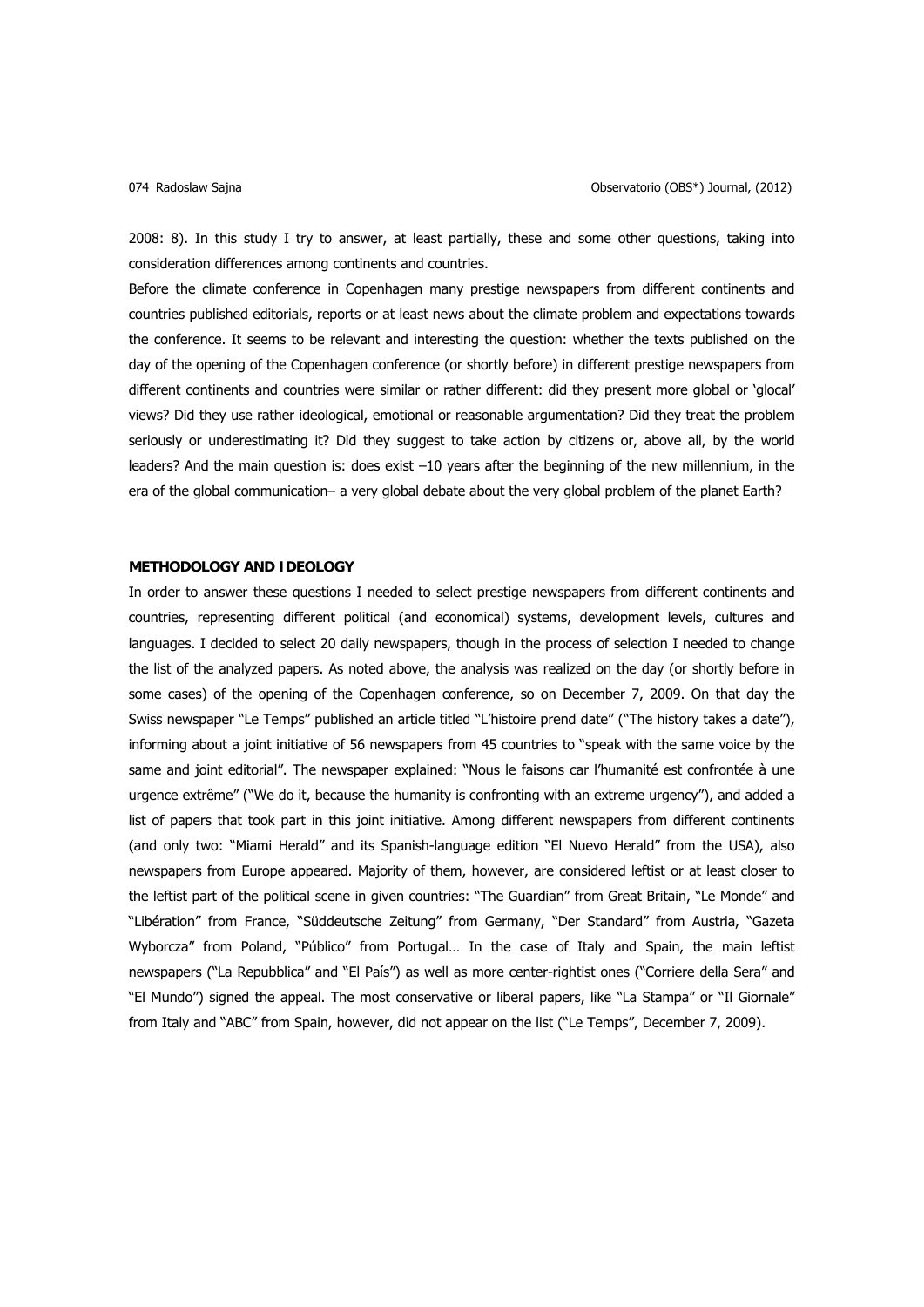2008: 8). In this study I try to answer, at least partially, these and some other questions, taking into consideration differences among continents and countries.

Before the climate conference in Copenhagen many prestige newspapers from different continents and countries published editorials, reports or at least news about the climate problem and expectations towards the conference. It seems to be relevant and interesting the question: whether the texts published on the day of the opening of the Copenhagen conference (or shortly before) in different prestige newspapers from different continents and countries were similar or rather different: did they present more global or 'glocal' views? Did they use rather ideological, emotional or reasonable argumentation? Did they treat the problem seriously or underestimating it? Did they suggest to take action by citizens or, above all, by the world leaders? And the main question is: does exist –10 years after the beginning of the new millennium, in the era of the global communication– a very global debate about the very global problem of the planet Earth?

## METHODOLOGY AND IDEOLOGY

In order to answer these questions I needed to select prestige newspapers from different continents and countries, representing different political (and economical) systems, development levels, cultures and languages. I decided to select 20 daily newspapers, though in the process of selection I needed to change the list of the analyzed papers. As noted above, the analysis was realized on the day (or shortly before in some cases) of the opening of the Copenhagen conference, so on December 7, 2009. On that day the Swiss newspaper "Le Temps" published an article titled "L'histoire prend date" ("The history takes a date"), informing about a joint initiative of 56 newspapers from 45 countries to "speak with the same voice by the same and joint editorial". The newspaper explained: "Nous le faisons car l'humanité est confrontée à une urgence extrême" ("We do it, because the humanity is confronting with an extreme urgency"), and added a list of papers that took part in this joint initiative. Among different newspapers from different continents (and only two: "Miami Herald" and its Spanish-language edition "El Nuevo Herald" from the USA), also newspapers from Europe appeared. Majority of them, however, are considered leftist or at least closer to the leftist part of the political scene in given countries: "The Guardian" from Great Britain, "Le Monde" and "Libération" from France, "Süddeutsche Zeitung" from Germany, "Der Standard" from Austria, "Gazeta Wyborcza" from Poland, "Público" from Portugal… In the case of Italy and Spain, the main leftist newspapers ("La Repubblica" and "El País") as well as more center-rightist ones ("Corriere della Sera" and "El Mundo") signed the appeal. The most conservative or liberal papers, like "La Stampa" or "Il Giornale" from Italy and "ABC" from Spain, however, did not appear on the list ("Le Temps", December 7, 2009).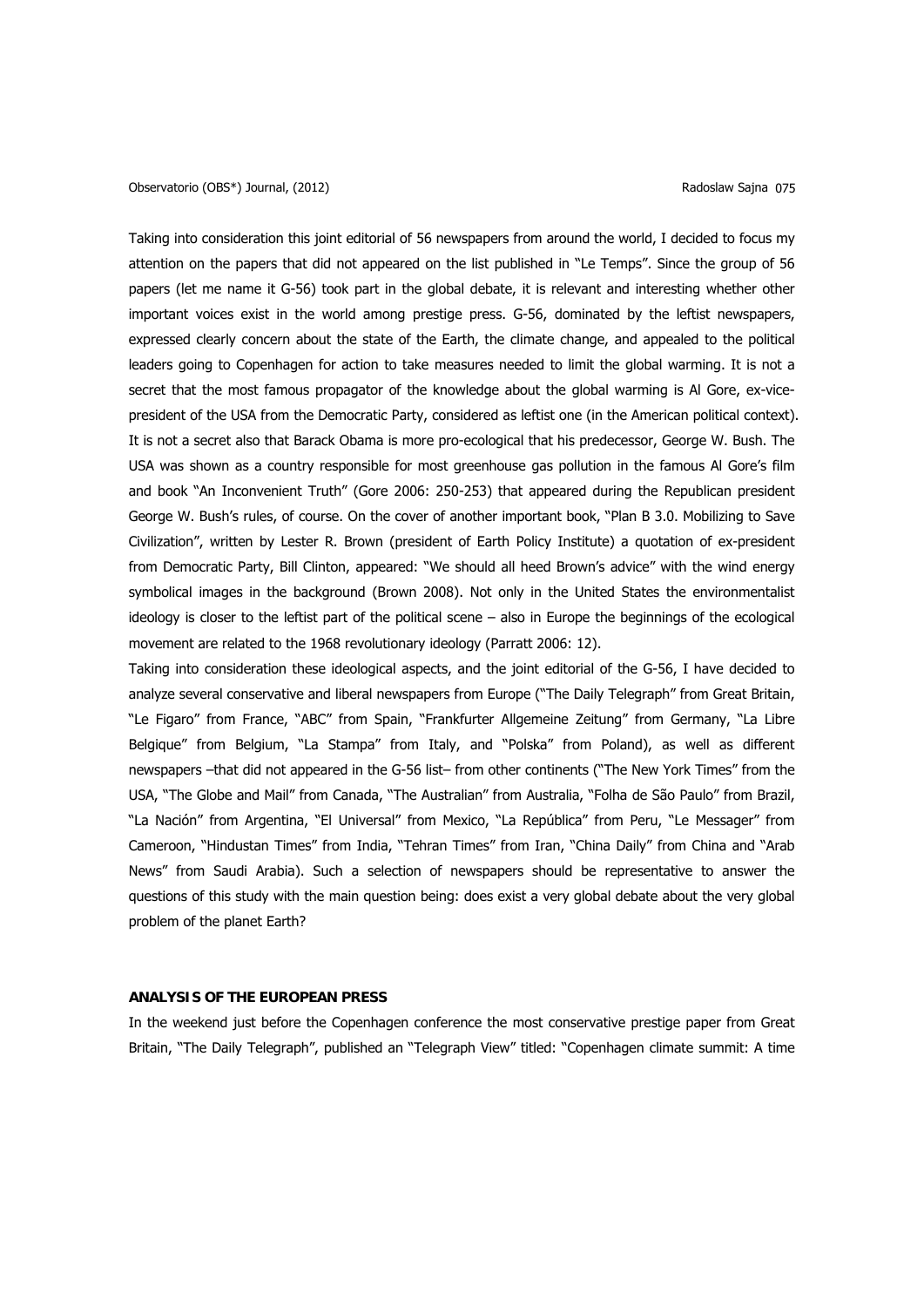Taking into consideration this joint editorial of 56 newspapers from around the world, I decided to focus my attention on the papers that did not appeared on the list published in "Le Temps". Since the group of 56 papers (let me name it G-56) took part in the global debate, it is relevant and interesting whether other important voices exist in the world among prestige press. G-56, dominated by the leftist newspapers, expressed clearly concern about the state of the Earth, the climate change, and appealed to the political leaders going to Copenhagen for action to take measures needed to limit the global warming. It is not a secret that the most famous propagator of the knowledge about the global warming is Al Gore, ex-vice-president of the USA from the Democratic Party, considered as leftist one (in the American political context). It is not a secret also that Barack Obama is more pro-ecological that his predecessor, George W. Bush. The USA was shown as a country responsible for most greenhouse gas pollution in the famous Al Gore's film and book "An Inconvenient Truth" (Gore 2006: 250-253) that appeared during the Republican president George W. Bush's rules, of course. On the cover of another important book, "Plan B 3.0. Mobilizing to Save Civilization", written by Lester R. Brown (president of Earth Policy Institute) a quotation of ex-president from Democratic Party, Bill Clinton, appeared: "We should all heed Brown's advice" with the wind energy symbolical images in the background (Brown 2008). Not only in the United States the environmentalist ideology is closer to the leftist part of the political scene – also in Europe the beginnings of the ecological movement are related to the 1968 revolutionary ideology (Parratt 2006: 12).

Taking into consideration these ideological aspects, and the joint editorial of the G-56, I have decided to analyze several conservative and liberal newspapers from Europe ("The Daily Telegraph" from Great Britain, "Le Figaro" from France, "ABC" from Spain, "Frankfurter Allgemeine Zeitung" from Germany, "La Libre Belgique" from Belgium, "La Stampa" from Italy, and "Polska" from Poland), as well as different newspapers –that did not appeared in the G-56 list– from other continents ("The New York Times" from the USA, "The Globe and Mail" from Canada, "The Australian" from Australia, "Folha de São Paulo" from Brazil, "La Nación" from Argentina, "El Universal" from Mexico, "La República" from Peru, "Le Messager" from Cameroon, "Hindustan Times" from India, "Tehran Times" from Iran, "China Daily" from China and "Arab News" from Saudi Arabia). Such a selection of newspapers should be representative to answer the questions of this study with the main question being: does exist a very global debate about the very global problem of the planet Earth?

## ANALYSIS OF THE EUROPEAN PRESS

In the weekend just before the Copenhagen conference the most conservative prestige paper from Great Britain, "The Daily Telegraph", published an "Telegraph View" titled: "Copenhagen climate summit: A time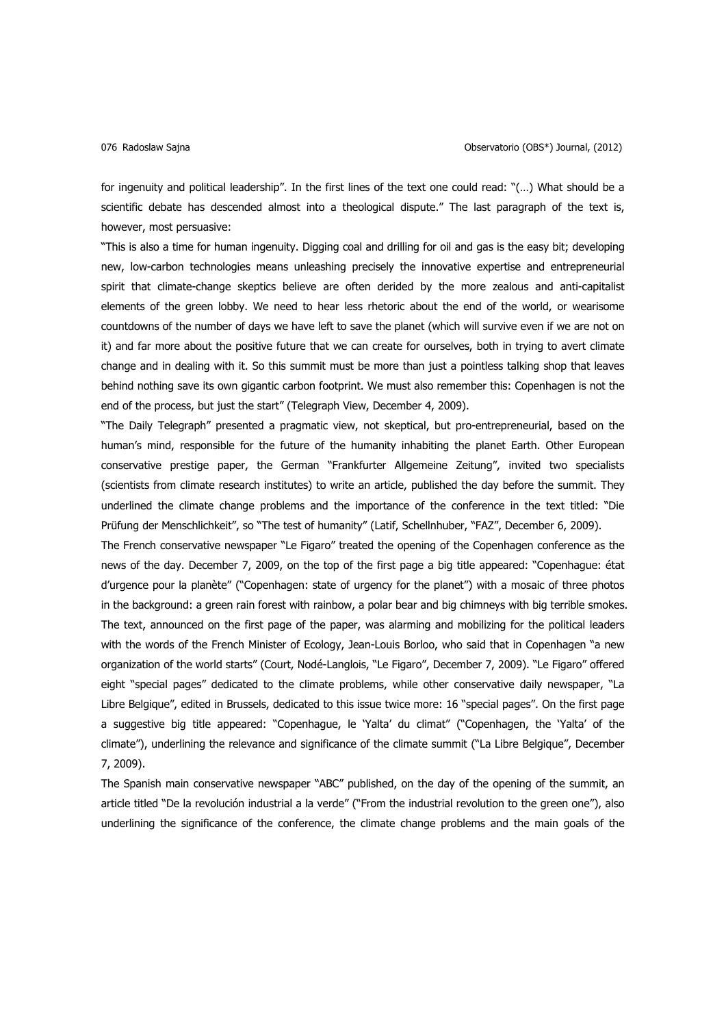for ingenuity and political leadership". In the first lines of the text one could read: "(…) What should be a scientific debate has descended almost into a theological dispute." The last paragraph of the text is, however, most persuasive:

"This is also a time for human ingenuity. Digging coal and drilling for oil and gas is the easy bit; developing new, low-carbon technologies means unleashing precisely the innovative expertise and entrepreneurial spirit that climate-change skeptics believe are often derided by the more zealous and anti-capitalist elements of the green lobby. We need to hear less rhetoric about the end of the world, or wearisome countdowns of the number of days we have left to save the planet (which will survive even if we are not on it) and far more about the positive future that we can create for ourselves, both in trying to avert climate change and in dealing with it. So this summit must be more than just a pointless talking shop that leaves behind nothing save its own gigantic carbon footprint. We must also remember this: Copenhagen is not the end of the process, but just the start" (Telegraph View, December 4, 2009).

"The Daily Telegraph" presented a pragmatic view, not skeptical, but pro-entrepreneurial, based on the human's mind, responsible for the future of the humanity inhabiting the planet Earth. Other European conservative prestige paper, the German "Frankfurter Allgemeine Zeitung", invited two specialists (scientists from climate research institutes) to write an article, published the day before the summit. They underlined the climate change problems and the importance of the conference in the text titled: "Die Prüfung der Menschlichkeit", so "The test of humanity" (Latif, Schellnhuber, "FAZ", December 6, 2009).

The French conservative newspaper "Le Figaro" treated the opening of the Copenhagen conference as the news of the day. December 7, 2009, on the top of the first page a big title appeared: "Copenhague: état d'urgence pour la planète" ("Copenhagen: state of urgency for the planet") with a mosaic of three photos in the background: a green rain forest with rainbow, a polar bear and big chimneys with big terrible smokes. The text, announced on the first page of the paper, was alarming and mobilizing for the political leaders with the words of the French Minister of Ecology, Jean-Louis Borloo, who said that in Copenhagen "a new organization of the world starts" (Court, Nodé-Langlois, "Le Figaro", December 7, 2009). "Le Figaro" offered eight "special pages" dedicated to the climate problems, while other conservative daily newspaper, "La Libre Belgique", edited in Brussels, dedicated to this issue twice more: 16 "special pages". On the first page a suggestive big title appeared: "Copenhague, le 'Yalta' du climat" ("Copenhagen, the 'Yalta' of the climate"), underlining the relevance and significance of the climate summit ("La Libre Belgique", December 7, 2009).

The Spanish main conservative newspaper "ABC" published, on the day of the opening of the summit, an article titled "De la revolución industrial a la verde" ("From the industrial revolution to the green one"), also underlining the significance of the conference, the climate change problems and the main goals of the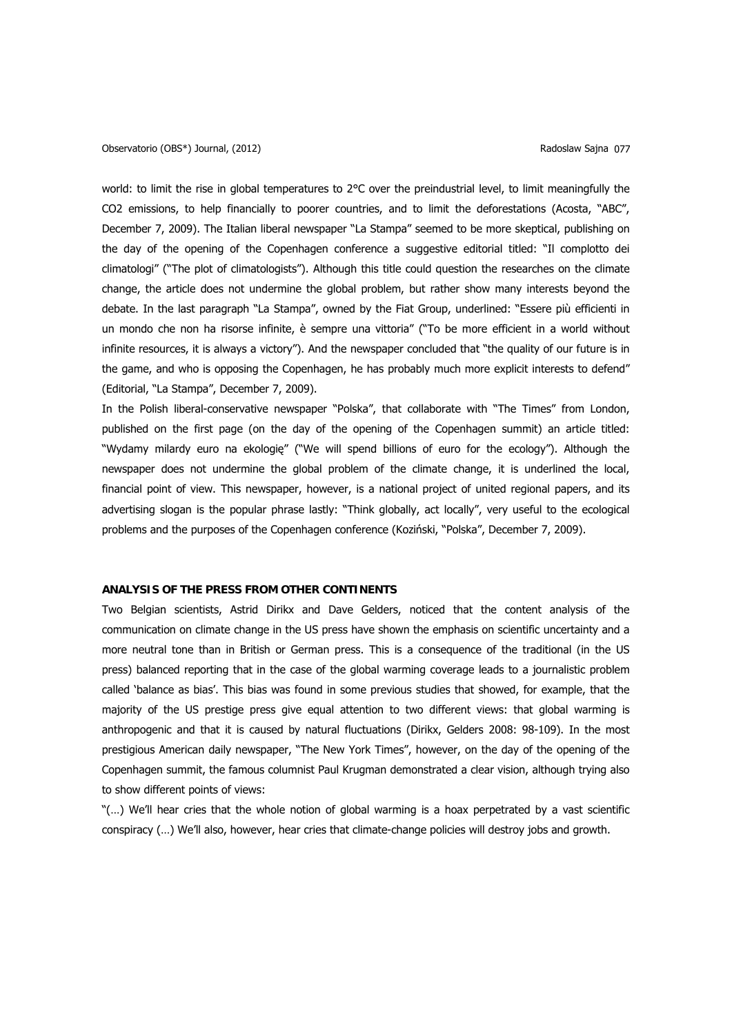world: to limit the rise in global temperatures to 2°C over the preindustrial level, to limit meaningfully the $CO_2$ emissions, to help financially to poorer countries, and to limit the deforestations (Acosta, "ABC", December 7, 2009). The Italian liberal newspaper "La Stampa" seemed to be more skeptical, publishing on the day of the opening of the Copenhagen conference a suggestive editorial titled: "Il complotto dei climatologi" ("The plot of climatologists"). Although this title could question the researches on the climate change, the article does not undermine the global problem, but rather show many interests beyond the debate. In the last paragraph "La Stampa", owned by the Fiat Group, underlined: "Essere più efficienti in un mondo che non ha risorse infinite, è sempre una vittoria" ("To be more efficient in a world without infinite resources, it is always a victory"). And the newspaper concluded that "the quality of our future is in the game, and who is opposing the Copenhagen, he has probably much more explicit interests to defend" (Editorial, "La Stampa", December 7, 2009).

In the Polish liberal-conservative newspaper "Polska", that collaborate with "The Times" from London, published on the first page (on the day of the opening of the Copenhagen summit) an article titled: "Wydamy milardy euro na ekologię" ("We will spend billions of euro for the ecology"). Although the newspaper does not undermine the global problem of the climate change, it is underlined the local, financial point of view. This newspaper, however, is a national project of united regional papers, and its advertising slogan is the popular phrase lastly: "Think globally, act locally", very useful to the ecological problems and the purposes of the Copenhagen conference (Koziński, "Polska", December 7, 2009).

## ANALYSIS OF THE PRESS FROM OTHER CONTINENTS

Two Belgian scientists, Astrid Dirikx and Dave Gelders, noticed that the content analysis of the communication on climate change in the US press have shown the emphasis on scientific uncertainty and a more neutral tone than in British or German press. This is a consequence of the traditional (in the US press) balanced reporting that in the case of the global warming coverage leads to a journalistic problem called 'balance as bias'. This bias was found in some previous studies that showed, for example, that the majority of the US prestige press give equal attention to two different views: that global warming is anthropogenic and that it is caused by natural fluctuations (Dirikx, Gelders 2008: 98-109). In the most prestigious American daily newspaper, "The New York Times", however, on the day of the opening of the Copenhagen summit, the famous columnist Paul Krugman demonstrated a clear vision, although trying also to show different points of views:

"(…) We'll hear cries that the whole notion of global warming is a hoax perpetrated by a vast scientific conspiracy (…) We'll also, however, hear cries that climate-change policies will destroy jobs and growth.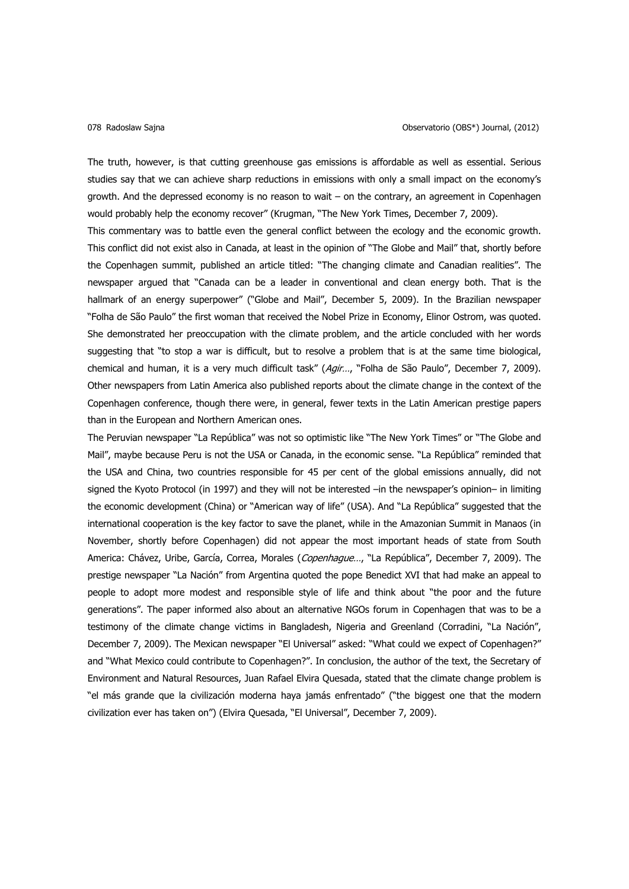The truth, however, is that cutting greenhouse gas emissions is affordable as well as essential. Serious studies say that we can achieve sharp reductions in emissions with only a small impact on the economy's growth. And the depressed economy is no reason to wait – on the contrary, an agreement in Copenhagen would probably help the economy recover" (Krugman, "The New York Times, December 7, 2009).

This commentary was to battle even the general conflict between the ecology and the economic growth. This conflict did not exist also in Canada, at least in the opinion of "The Globe and Mail" that, shortly before the Copenhagen summit, published an article titled: "The changing climate and Canadian realities". The newspaper argued that "Canada can be a leader in conventional and clean energy both. That is the hallmark of an energy superpower" ("Globe and Mail", December 5, 2009). In the Brazilian newspaper "Folha de São Paulo" the first woman that received the Nobel Prize in Economy, Elinor Ostrom, was quoted. She demonstrated her preoccupation with the climate problem, and the article concluded with her words suggesting that "to stop a war is difficult, but to resolve a problem that is at the same time biological, chemical and human, it is a very much difficult task" (*Agir…*, "Folha de São Paulo", December 7, 2009). Other newspapers from Latin America also published reports about the climate change in the context of the Copenhagen conference, though there were, in general, fewer texts in the Latin American prestige papers than in the European and Northern American ones.

The Peruvian newspaper "La República" was not so optimistic like "The New York Times" or "The Globe and Mail", maybe because Peru is not the USA or Canada, in the economic sense. "La República" reminded that the USA and China, two countries responsible for 45 per cent of the global emissions annually, did not signed the Kyoto Protocol (in 1997) and they will not be interested –in the newspaper's opinion– in limiting the economic development (China) or "American way of life" (USA). And "La República" suggested that the international cooperation is the key factor to save the planet, while in the Amazonian Summit in Manaos (in November, shortly before Copenhagen) did not appear the most important heads of state from South America: Chávez, Uribe, García, Correa, Morales (*Copenhague…*, "La República", December 7, 2009). The prestige newspaper "La Nación" from Argentina quoted the pope Benedict XVI that had make an appeal to people to adopt more modest and responsible style of life and think about "the poor and the future generations". The paper informed also about an alternative NGOs forum in Copenhagen that was to be a testimony of the climate change victims in Bangladesh, Nigeria and Greenland (Corradini, "La Nación", December 7, 2009). The Mexican newspaper "El Universal" asked: "What could we expect of Copenhagen?" and "What Mexico could contribute to Copenhagen?". In conclusion, the author of the text, the Secretary of Environment and Natural Resources, Juan Rafael Elvira Quesada, stated that the climate change problem is "el más grande que la civilización moderna haya jamás enfrentado" ("the biggest one that the modern civilization ever has taken on") (Elvira Quesada, "El Universal", December 7, 2009).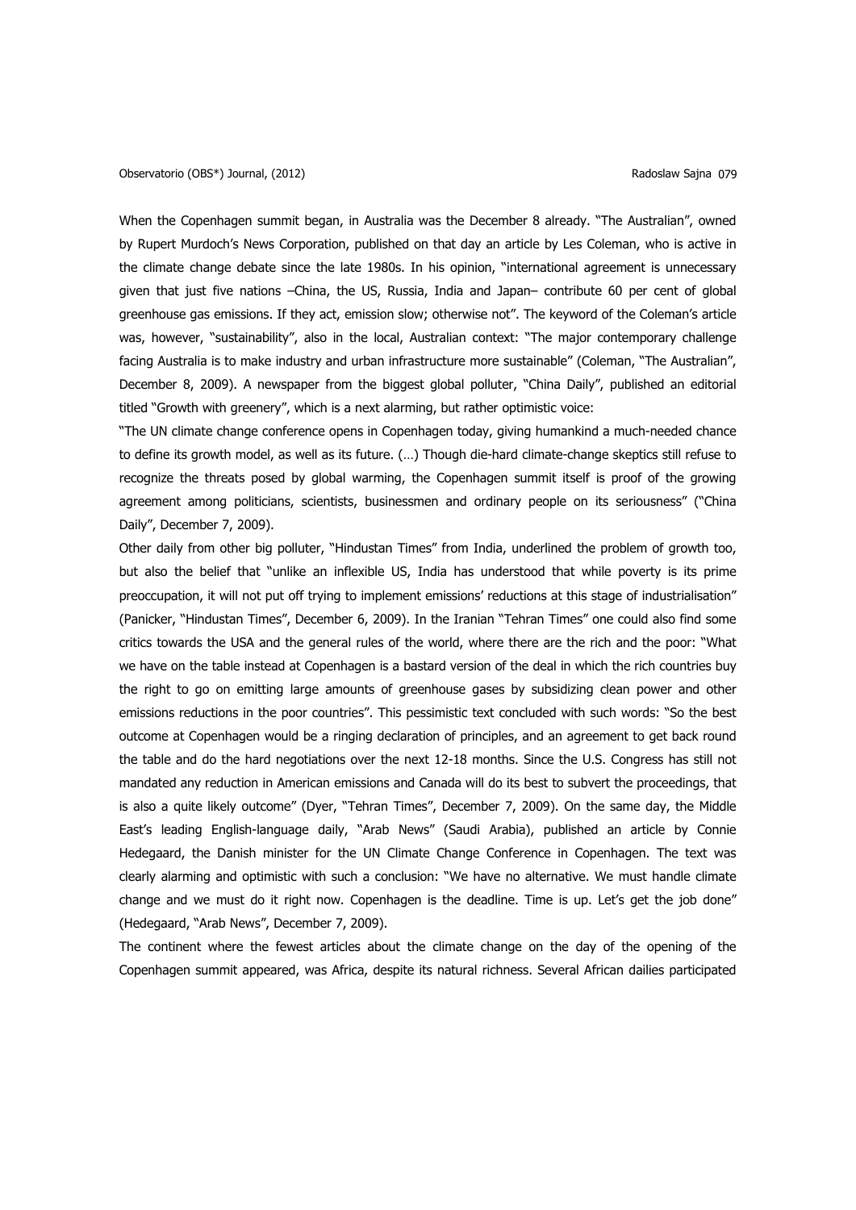When the Copenhagen summit began, in Australia was the December 8 already. "The Australian", owned by Rupert Murdoch's News Corporation, published on that day an article by Les Coleman, who is active in the climate change debate since the late 1980s. In his opinion, "international agreement is unnecessary given that just five nations –China, the US, Russia, India and Japan– contribute 60 per cent of global greenhouse gas emissions. If they act, emission slow; otherwise not". The keyword of the Coleman's article was, however, "sustainability", also in the local, Australian context: "The major contemporary challenge facing Australia is to make industry and urban infrastructure more sustainable" (Coleman, "The Australian", December 8, 2009). A newspaper from the biggest global polluter, "China Daily", published an editorial titled "Growth with greenery", which is a next alarming, but rather optimistic voice:

"The UN climate change conference opens in Copenhagen today, giving humankind a much-needed chance to define its growth model, as well as its future. (…) Though die-hard climate-change skeptics still refuse to recognize the threats posed by global warming, the Copenhagen summit itself is proof of the growing agreement among politicians, scientists, businessmen and ordinary people on its seriousness" ("China Daily", December 7, 2009).

Other daily from other big polluter, "Hindustan Times" from India, underlined the problem of growth too, but also the belief that "unlike an inflexible US, India has understood that while poverty is its prime preoccupation, it will not put off trying to implement emissions' reductions at this stage of industrialisation" (Panicker, "Hindustan Times", December 6, 2009). In the Iranian "Tehran Times" one could also find some critics towards the USA and the general rules of the world, where there are the rich and the poor: "What we have on the table instead at Copenhagen is a bastard version of the deal in which the rich countries buy the right to go on emitting large amounts of greenhouse gases by subsidizing clean power and other emissions reductions in the poor countries". This pessimistic text concluded with such words: "So the best outcome at Copenhagen would be a ringing declaration of principles, and an agreement to get back round the table and do the hard negotiations over the next 12-18 months. Since the U.S. Congress has still not mandated any reduction in American emissions and Canada will do its best to subvert the proceedings, that is also a quite likely outcome" (Dyer, "Tehran Times", December 7, 2009). On the same day, the Middle East's leading English-language daily, "Arab News" (Saudi Arabia), published an article by Connie Hedegaard, the Danish minister for the UN Climate Change Conference in Copenhagen. The text was clearly alarming and optimistic with such a conclusion: "We have no alternative. We must handle climate change and we must do it right now. Copenhagen is the deadline. Time is up. Let's get the job done" (Hedegaard, "Arab News", December 7, 2009).

The continent where the fewest articles about the climate change on the day of the opening of the Copenhagen summit appeared, was Africa, despite its natural richness. Several African dailies participated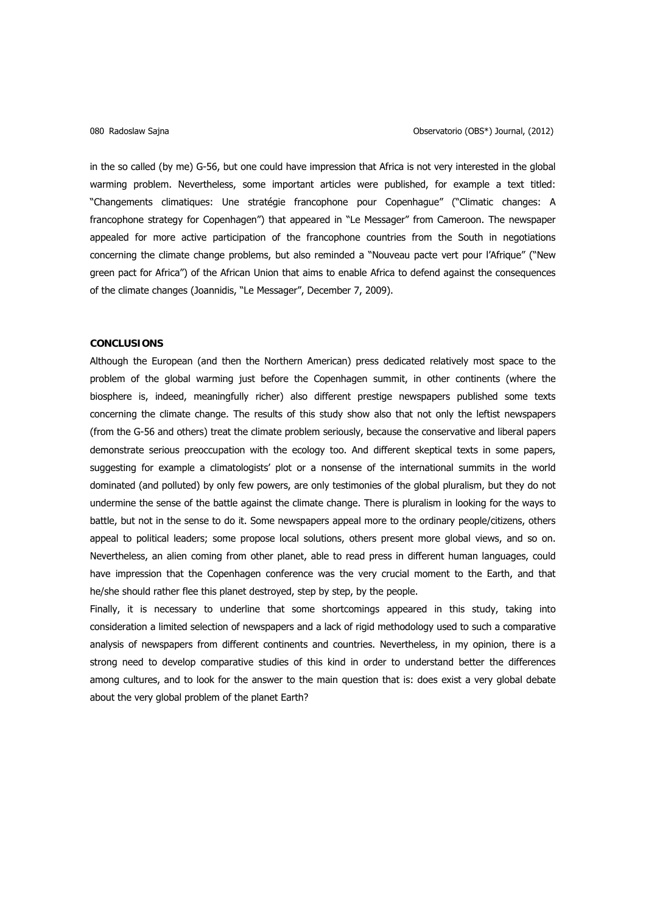in the so called (by me) G-56, but one could have impression that Africa is not very interested in the global warming problem. Nevertheless, some important articles were published, for example a text titled: "Changements climatiques: Une stratégie francophone pour Copenhague" ("Climatic changes: A francophone strategy for Copenhagen") that appeared in "Le Messager" from Cameroon. The newspaper appealed for more active participation of the francophone countries from the South in negotiations concerning the climate change problems, but also reminded a "Nouveau pacte vert pour l'Afrique" ("New green pact for Africa") of the African Union that aims to enable Africa to defend against the consequences of the climate changes (Joannidis, "Le Messager", December 7, 2009).

## CONCLUSIONS

Although the European (and then the Northern American) press dedicated relatively most space to the problem of the global warming just before the Copenhagen summit, in other continents (where the biosphere is, indeed, meaningfully richer) also different prestige newspapers published some texts concerning the climate change. The results of this study show also that not only the leftist newspapers (from the G-56 and others) treat the climate problem seriously, because the conservative and liberal papers demonstrate serious preoccupation with the ecology too. And different skeptical texts in some papers, suggesting for example a climatologists' plot or a nonsense of the international summits in the world dominated (and polluted) by only few powers, are only testimonies of the global pluralism, but they do not undermine the sense of the battle against the climate change. There is pluralism in looking for the ways to battle, but not in the sense to do it. Some newspapers appeal more to the ordinary people/citizens, others appeal to political leaders; some propose local solutions, others present more global views, and so on. Nevertheless, an alien coming from other planet, able to read press in different human languages, could have impression that the Copenhagen conference was the very crucial moment to the Earth, and that he/she should rather flee this planet destroyed, step by step, by the people.

Finally, it is necessary to underline that some shortcomings appeared in this study, taking into consideration a limited selection of newspapers and a lack of rigid methodology used to such a comparative analysis of newspapers from different continents and countries. Nevertheless, in my opinion, there is a strong need to develop comparative studies of this kind in order to understand better the differences among cultures, and to look for the answer to the main question that is: does exist a very global debate about the very global problem of the planet Earth?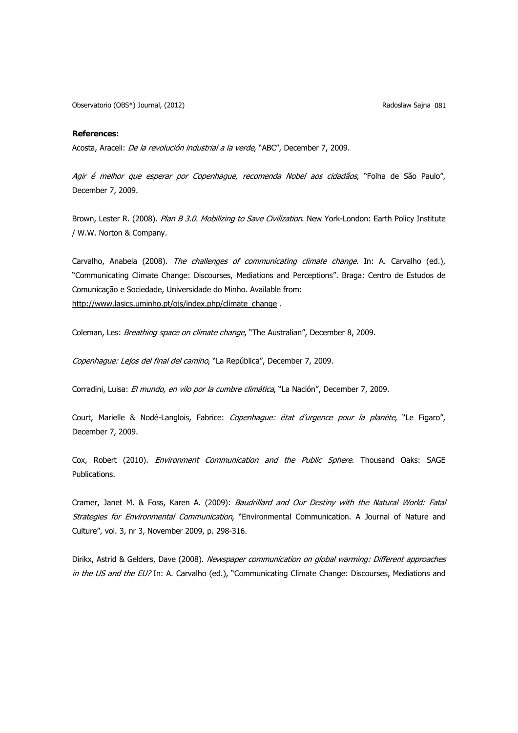**References:**

Acosta, Araceli: *De la revolución industrial a la verde*, "ABC", December 7, 2009.

*Agir é melhor que esperar por Copenhague, recomenda Nobel aos cidadãos*, "Folha de São Paulo", December 7, 2009.

Brown, Lester R. (2008). *Plan B 3.0. Mobilizing to Save Civilization*. New York-London: Earth Policy Institute / W.W. Norton & Company.

Carvalho, Anabela (2008). *The challenges of communicating climate change*. In: A. Carvalho (ed.), "Communicating Climate Change: Discourses, Mediations and Perceptions". Braga: Centro de Estudos de Comunicação e Sociedade, Universidade do Minho. Available from: http://www.lasics.uminho.pt/ojs/index.php/climate_change .

Coleman, Les: *Breathing space on climate change*, "The Australian", December 8, 2009.

*Copenhague: Lejos del final del camino*, "La República", December 7, 2009.

Corradini, Luisa: *El mundo, en vilo por la cumbre climática*, "La Nación", December 7, 2009.

Court, Marielle & Nodé-Langlois, Fabrice: *Copenhague: état d'urgence pour la planète*, "Le Figaro", December 7, 2009.

Cox, Robert (2010). *Environment Communication and the Public Sphere*. Thousand Oaks: SAGE Publications.

Cramer, Janet M. & Foss, Karen A. (2009): *Baudrillard and Our Destiny with the Natural World: Fatal Strategies for Environmental Communication*, "Environmental Communication. A Journal of Nature and Culture", vol. 3, nr 3, November 2009, p. 298-316.

Dirikx, Astrid & Gelders, Dave (2008). *Newspaper communication on global warming: Different approaches in the US and the EU?* In: A. Carvalho (ed.), "Communicating Climate Change: Discourses, Mediations and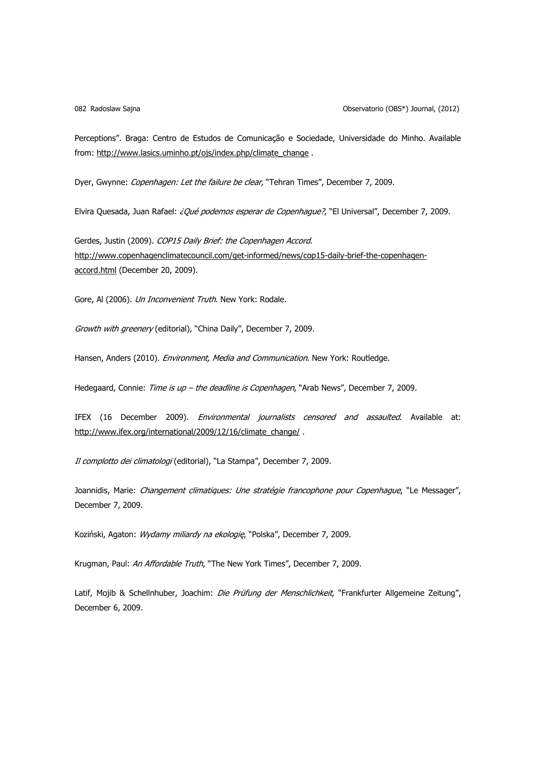Perceptions". Braga: Centro de Estudos de Comunicação e Sociedade, Universidade do Minho. Available from: http://www.lasics.uminho.pt/ojs/index.php/climate_change .

Dyer, Gwynne: *Copenhagen: Let the failure be clear*, "Tehran Times", December 7, 2009.

Elvira Quesada, Juan Rafael: *¿Qué podemos esperar de Copenhague?*, "El Universal", December 7, 2009.

Gerdes, Justin (2009). *COP15 Daily Brief: the Copenhagen Accord*. http://www.copenhagenclimatecouncil.com/get-informed/news/cop15-daily-brief-the-copenhagen-accord.html (December 20, 2009).

Gore, Al (2006). *Un Inconvenient Truth*. New York: Rodale.

*Growth with greenery* (editorial), "China Daily", December 7, 2009.

Hansen, Anders (2010). *Environment, Media and Communication*. New York: Routledge.

Hedegaard, Connie: *Time is up – the deadline is Copenhagen*, "Arab News", December 7, 2009.

IFEX (16 December 2009). *Environmental journalists censored and assaulted*. Available at: http://www.ifex.org/international/2009/12/16/climate_change/ .

*Il complotto dei climatologi* (editorial), "La Stampa", December 7, 2009.

Joannidis, Marie: *Changement climatiques: Une stratégie francophone pour Copenhague*, "Le Messager", December 7, 2009.

Koziński, Agaton: *Wydamy miliardy na ekologię*, "Polska", December 7, 2009.

Krugman, Paul: *An Affordable Truth*, "The New York Times", December 7, 2009.

Latif, Mojib & Schellnhuber, Joachim: *Die Prüfung der Menschlichkeit*, "Frankfurter Allgemeine Zeitung", December 6, 2009.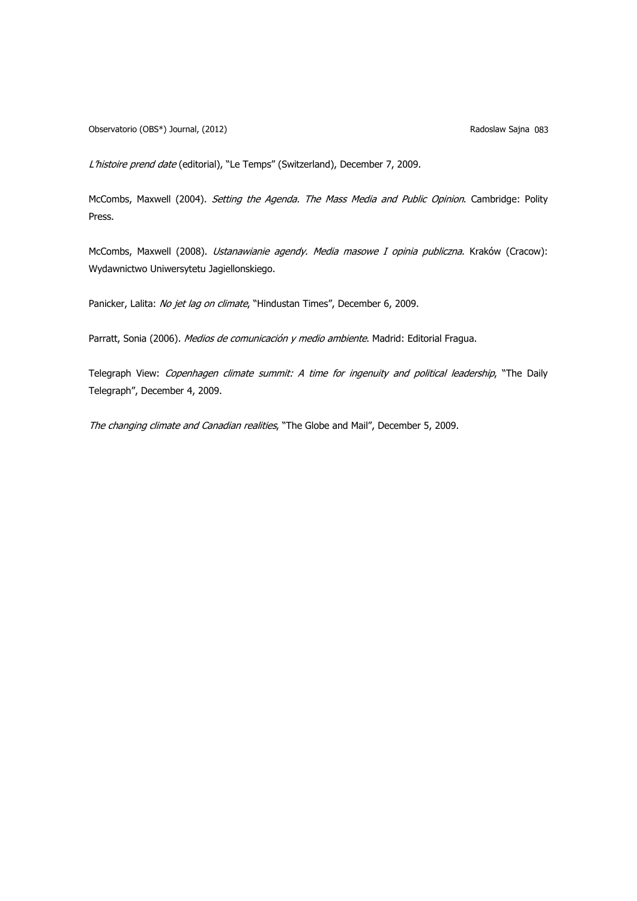*L'histoire prend date* (editorial), "Le Temps" (Switzerland), December 7, 2009.

McCombs, Maxwell (2004). *Setting the Agenda. The Mass Media and Public Opinion*. Cambridge: Polity Press.

McCombs, Maxwell (2008). *Ustanawianie agendy. Media masowe I opinia publiczna*. Kraków (Cracow): Wydawnictwo Uniwersytetu Jagiellonskiego.

Panicker, Lalita: *No jet lag on climate*, "Hindustan Times", December 6, 2009.

Parratt, Sonia (2006). *Medios de comunicación y medio ambiente*. Madrid: Editorial Fragua.

Telegraph View: *Copenhagen climate summit: A time for ingenuity and political leadership*, "The Daily Telegraph", December 4, 2009.

*The changing climate and Canadian realities*, "The Globe and Mail", December 5, 2009.